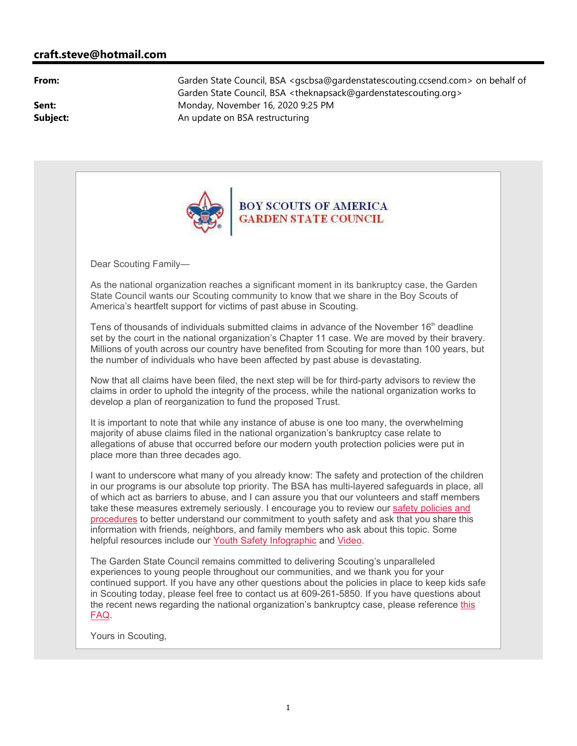**craft.steve@hotmail.com**

| | |
|---|---|
| **From:** | Garden State Council, BSA <gscbsa@gardenstatescouting.ccsend.com> on behalf of Garden State Council, BSA <theknapsack@gardenstatescouting.org> |
| **Sent:** | Monday, November 16, 2020 9:25 PM |
| **Subject:** | An update on BSA restructuring |

BOY SCOUTS OF AMERICA
GARDEN STATE COUNCIL

Dear Scouting Family—

As the national organization reaches a significant moment in its bankruptcy case, the Garden State Council wants our Scouting community to know that we share in the Boy Scouts of America's heartfelt support for victims of past abuse in Scouting.

Tens of thousands of individuals submitted claims in advance of the November 16th deadline set by the court in the national organization's Chapter 11 case. We are moved by their bravery. Millions of youth across our country have benefited from Scouting for more than 100 years, but the number of individuals who have been affected by past abuse is devastating.

Now that all claims have been filed, the next step will be for third-party advisors to review the claims in order to uphold the integrity of the process, while the national organization works to develop a plan of reorganization to fund the proposed Trust.

It is important to note that while any instance of abuse is one too many, the overwhelming majority of abuse claims filed in the national organization's bankruptcy case relate to allegations of abuse that occurred before our modern youth protection policies were put in place more than three decades ago.

I want to underscore what many of you already know: The safety and protection of the children in our programs is our absolute top priority. The BSA has multi-layered safeguards in place, all of which act as barriers to abuse, and I can assure you that our volunteers and staff members take these measures extremely seriously. I encourage you to review our safety policies and procedures to better understand our commitment to youth safety and ask that you share this information with friends, neighbors, and family members who ask about this topic. Some helpful resources include our Youth Safety Infographic and Video.

The Garden State Council remains committed to delivering Scouting's unparalleled experiences to young people throughout our communities, and we thank you for your continued support. If you have any other questions about the policies in place to keep kids safe in Scouting today, please feel free to contact us at 609-261-5850. If you have questions about the recent news regarding the national organization's bankruptcy case, please reference this FAQ.

Yours in Scouting,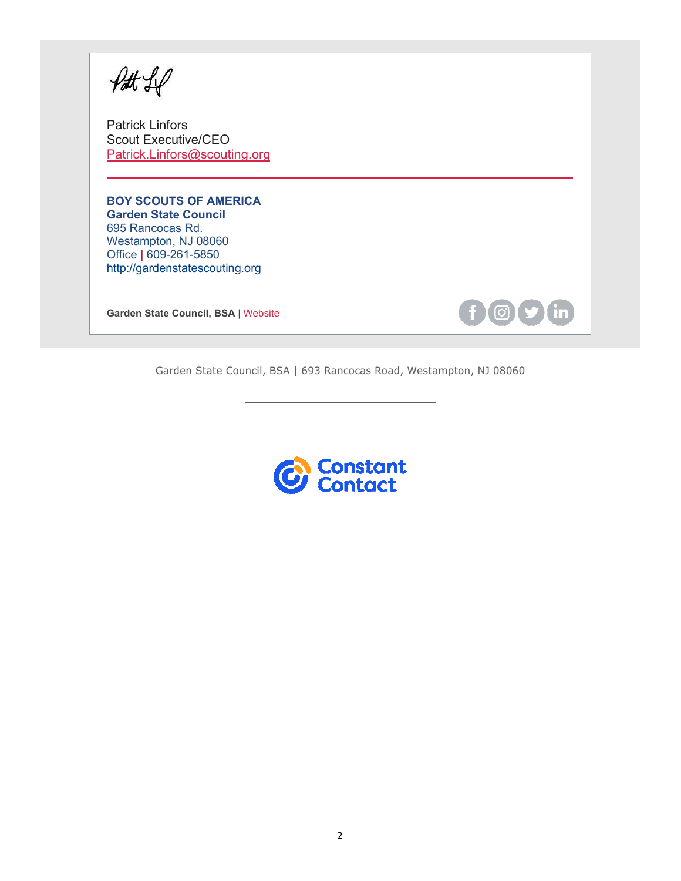Patrick Linfors
Scout Executive/CEO
Patrick.Linfors@scouting.org

---

**BOY SCOUTS OF AMERICA**
**Garden State Council**
695 Rancocas Rd.
Westampton, NJ 08060
Office | 609-261-5850
http://gardenstatescouting.org

---

**Garden State Council, BSA** | Website

Garden State Council, BSA | 693 Rancocas Road, Westampton, NJ 08060

Constant Contact